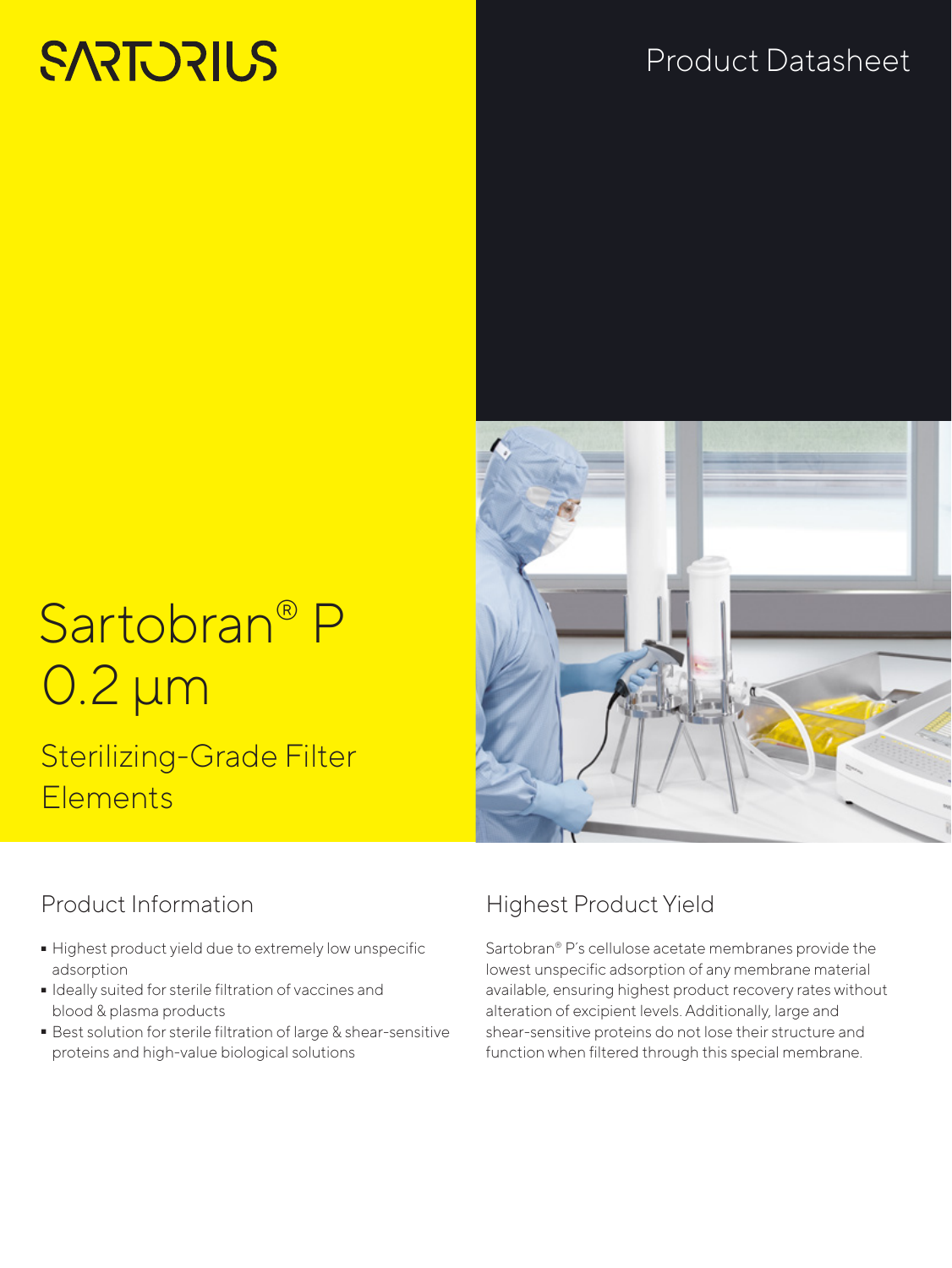SARTORIUS

Product Datasheet

# Sartobran® P 0.2 µm

## Sterilizing-Grade Filter Elements

## Product Information

- Highest product yield due to extremely low unspecific adsorption
- Ideally suited for sterile filtration of vaccines and blood & plasma products
- Best solution for sterile filtration of large & shear-sensitive proteins and high-value biological solutions

## Highest Product Yield

Sartobran® P's cellulose acetate membranes provide the lowest unspecific adsorption of any membrane material available, ensuring highest product recovery rates without alteration of excipient levels. Additionally, large and shear-sensitive proteins do not lose their structure and function when filtered through this special membrane.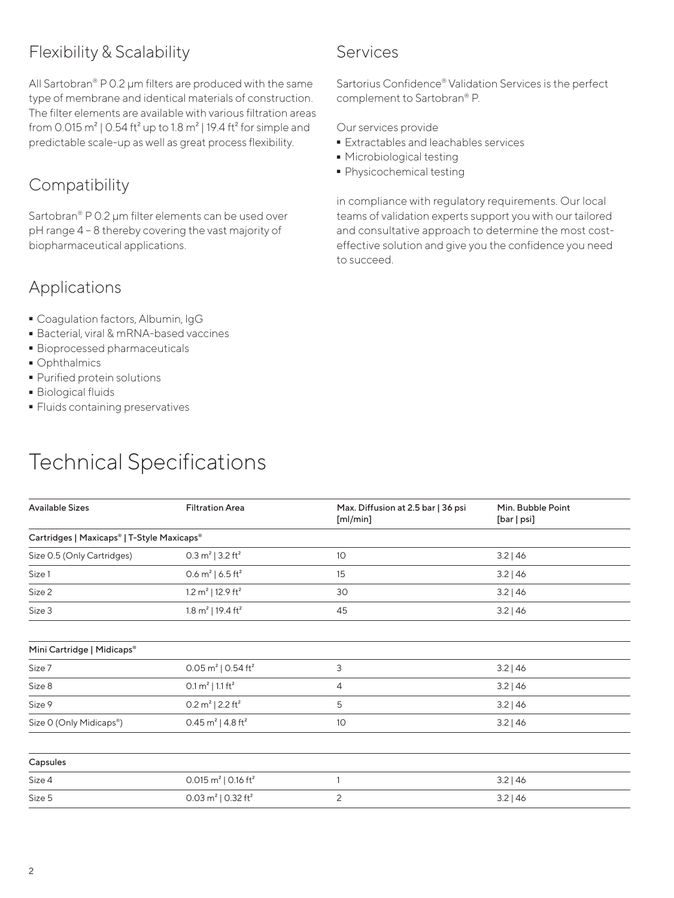## Flexibility & Scalability

All Sartobran® P 0.2 µm filters are produced with the same type of membrane and identical materials of construction. The filter elements are available with various filtration areas from 0.015 m² | 0.54 ft² up to 1.8 m² | 19.4 ft² for simple and predictable scale-up as well as great process flexibility.

## Compatibility

Sartobran® P 0.2 µm filter elements can be used over pH range 4 – 8 thereby covering the vast majority of biopharmaceutical applications.

## Applications

- Coagulation factors, Albumin, IgG
- Bacterial, viral & mRNA-based vaccines
- Bioprocessed pharmaceuticals
- Ophthalmics
- Purified protein solutions
- Biological fluids
- Fluids containing preservatives

## Services

Sartorius Confidence® Validation Services is the perfect complement to Sartobran® P.

Our services provide

- Extractables and leachables services
- Microbiological testing
- Physicochemical testing

in compliance with regulatory requirements. Our local teams of validation experts support you with our tailored and consultative approach to determine the most cost-effective solution and give you the confidence you need to succeed.

# Technical Specifications

| Available Sizes | Filtration Area | Max. Diffusion at 2.5 bar \| 36 psi [ml/min] | Min. Bubble Point [bar \| psi] |
|---|---|---|---|
| **Cartridges \| Maxicaps® \| T-Style Maxicaps®** | | | |
| Size 0.5 (Only Cartridges) | 0.3 m² \| 3.2 ft² | 10 | 3.2 \| 46 |
| Size 1 | 0.6 m² \| 6.5 ft² | 15 | 3.2 \| 46 |
| Size 2 | 1.2 m² \| 12.9 ft² | 30 | 3.2 \| 46 |
| Size 3 | 1.8 m² \| 19.4 ft² | 45 | 3.2 \| 46 |
| **Mini Cartridge \| Midicaps®** | | | |
| Size 7 | 0.05 m² \| 0.54 ft² | 3 | 3.2 \| 46 |
| Size 8 | 0.1 m² \| 1.1 ft² | 4 | 3.2 \| 46 |
| Size 9 | 0.2 m² \| 2.2 ft² | 5 | 3.2 \| 46 |
| Size 0 (Only Midicaps®) | 0.45 m² \| 4.8 ft² | 10 | 3.2 \| 46 |
| **Capsules** | | | |
| Size 4 | 0.015 m² \| 0.16 ft² | 1 | 3.2 \| 46 |
| Size 5 | 0.03 m² \| 0.32 ft² | 2 | 3.2 \| 46 |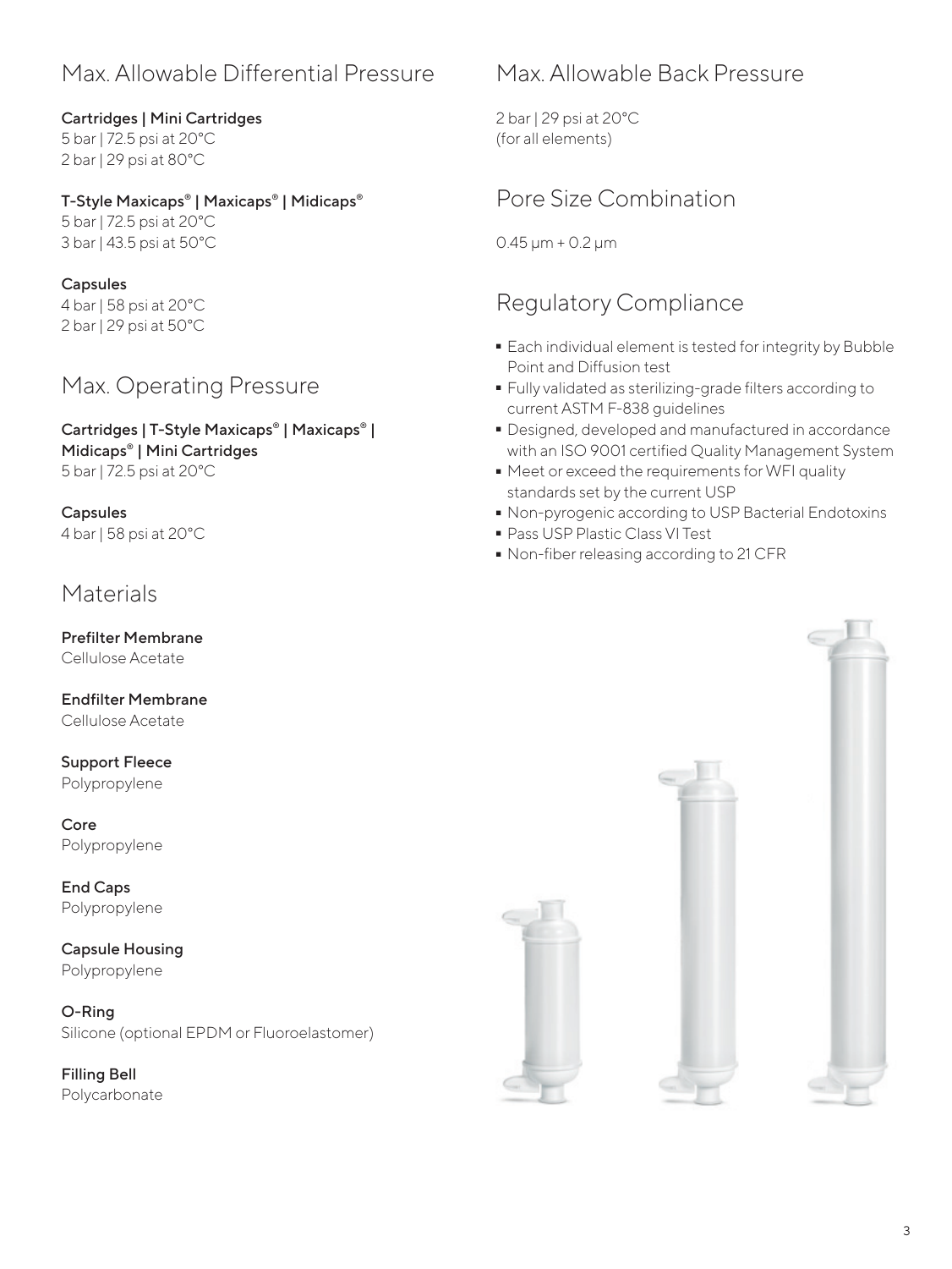## Max. Allowable Differential Pressure

**Cartridges | Mini Cartridges**
5 bar | 72.5 psi at 20°C
2 bar | 29 psi at 80°C

**T-Style Maxicaps® | Maxicaps® | Midicaps®**
5 bar | 72.5 psi at 20°C
3 bar | 43.5 psi at 50°C

**Capsules**
4 bar | 58 psi at 20°C
2 bar | 29 psi at 50°C

## Max. Operating Pressure

**Cartridges | T-Style Maxicaps® | Maxicaps® | Midicaps® | Mini Cartridges**
5 bar | 72.5 psi at 20°C

**Capsules**
4 bar | 58 psi at 20°C

## Materials

**Prefilter Membrane**
Cellulose Acetate

**Endfilter Membrane**
Cellulose Acetate

**Support Fleece**
Polypropylene

**Core**
Polypropylene

**End Caps**
Polypropylene

**Capsule Housing**
Polypropylene

**O-Ring**
Silicone (optional EPDM or Fluoroelastomer)

**Filling Bell**
Polycarbonate

## Max. Allowable Back Pressure

2 bar | 29 psi at 20°C
(for all elements)

## Pore Size Combination

0.45 µm + 0.2 µm

## Regulatory Compliance

- Each individual element is tested for integrity by Bubble Point and Diffusion test
- Fully validated as sterilizing-grade filters according to current ASTM F-838 guidelines
- Designed, developed and manufactured in accordance with an ISO 9001 certified Quality Management System
- Meet or exceed the requirements for WFI quality standards set by the current USP
- Non-pyrogenic according to USP Bacterial Endotoxins
- Pass USP Plastic Class VI Test
- Non-fiber releasing according to 21 CFR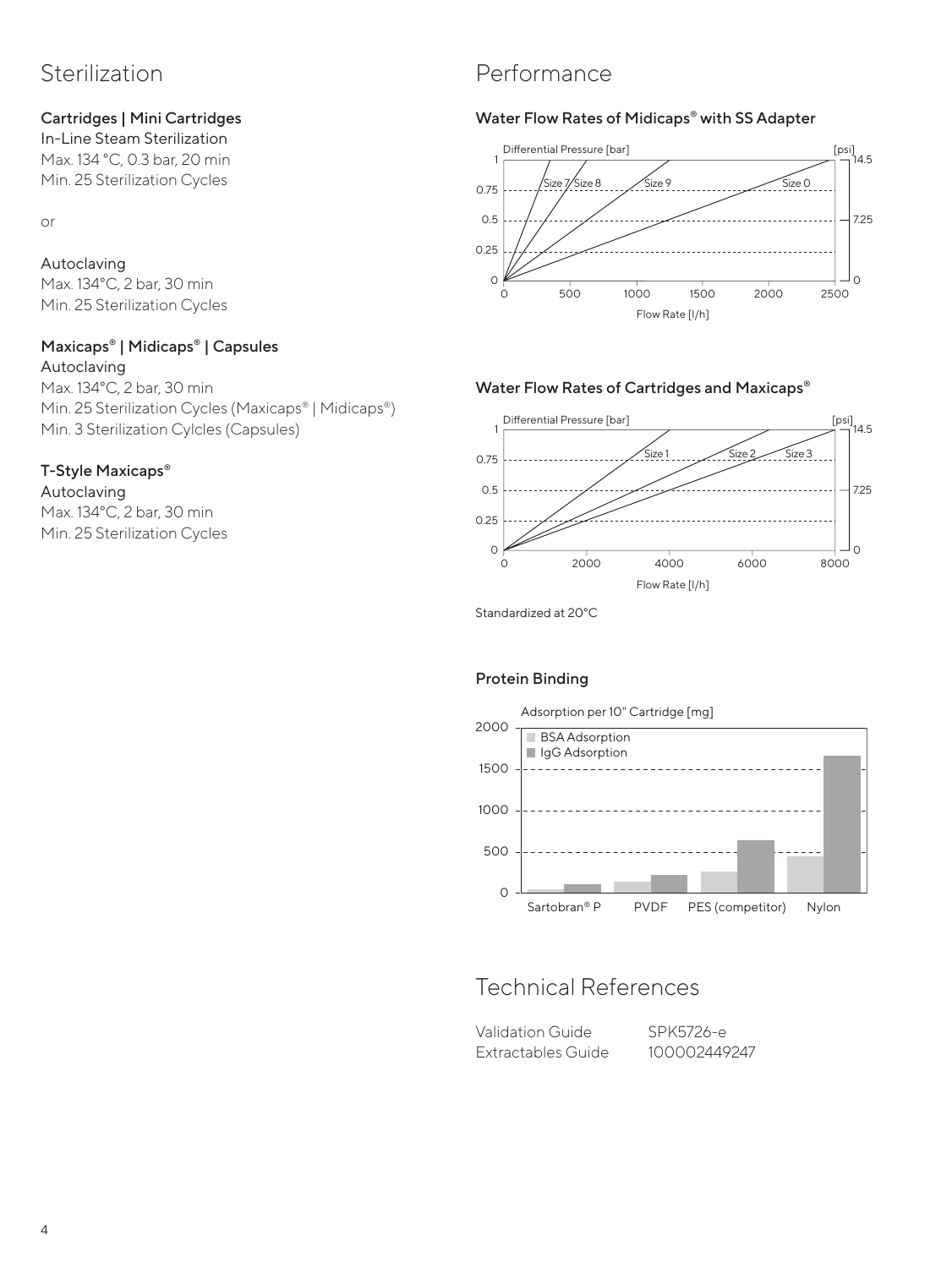# Sterilization

### Cartridges | Mini Cartridges

In-Line Steam Sterilization
Max. 134 °C, 0.3 bar, 20 min
Min. 25 Sterilization Cycles

or

Autoclaving
Max. 134°C, 2 bar, 30 min
Min. 25 Sterilization Cycles

### Maxicaps® | Midicaps® | Capsules

Autoclaving
Max. 134°C, 2 bar, 30 min
Min. 25 Sterilization Cycles (Maxicaps® | Midicaps®)
Min. 3 Sterilization Cylcles (Capsules)

### T-Style Maxicaps®

Autoclaving
Max. 134°C, 2 bar, 30 min
Min. 25 Sterilization Cycles

# Performance

### Water Flow Rates of Midicaps® with SS Adapter

Differential Pressure [bar] / [psi]

Size 7, Size 8, Size 9, Size 0

Flow Rate [l/h]

### Water Flow Rates of Cartridges and Maxicaps®

Differential Pressure [bar] / [psi]

Size 1, Size 2, Size 3

Flow Rate [l/h]

Standardized at 20°C

### Protein Binding

Adsorption per 10" Cartridge [mg]

BSA Adsorption
IgG Adsorption

Sartobran® P, PVDF, PES (competitor), Nylon

# Technical References

| | |
|---|---|
| Validation Guide | SPK5726-e |
| Extractables Guide | 100002449247 |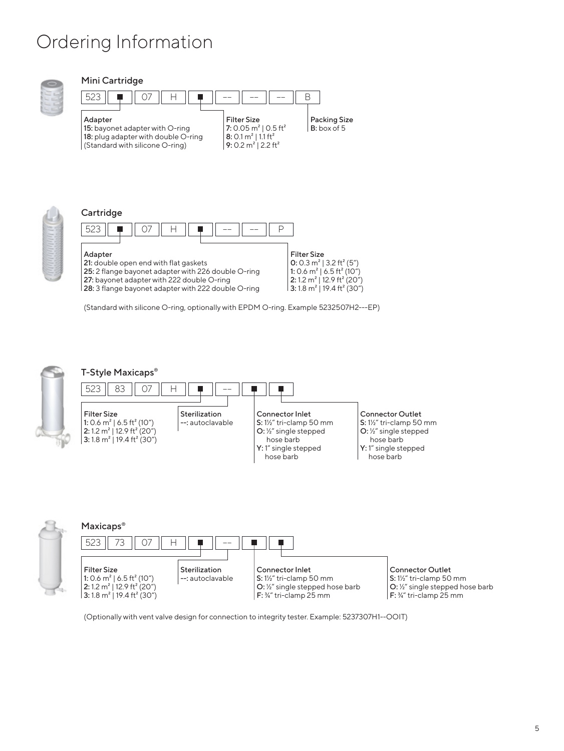# Ordering Information

## Mini Cartridge

| 523 | ■ | 07 | H | ■ | -- | -- | -- | B |
|---|---|---|---|---|---|---|---|---|

**Adapter**
**15:** bayonet adapter with O-ring
**18:** plug adapter with double O-ring
(Standard with silicone O-ring)

**Filter Size**
**7:** 0.05 m² | 0.5 ft²
**8:** 0.1 m² | 1.1 ft²
**9:** 0.2 m² | 2.2 ft²

**Packing Size**
**B:** box of 5

## Cartridge

| 523 | ■ | 07 | H | ■ | -- | -- | P |
|---|---|---|---|---|---|---|---|

**Adapter**
**21:** double open end with flat gaskets
**25:** 2 flange bayonet adapter with 226 double O-ring
**27:** bayonet adapter with 222 double O-ring
**28:** 3 flange bayonet adapter with 222 double O-ring

**Filter Size**
**0:** 0.3 m² | 3.2 ft² (5")
**1:** 0.6 m² | 6.5 ft² (10")
**2:** 1.2 m² | 12.9 ft² (20")
**3:** 1.8 m² | 19.4 ft² (30")

(Standard with silicone O-ring, optionally with EPDM O-ring. Example 5232507H2---EP)

## T-Style Maxicaps®

| 523 | 83 | 07 | H | ■ | -- | ■ | ■ |
|---|---|---|---|---|---|---|---|

**Filter Size**
**1:** 0.6 m² | 6.5 ft² (10")
**2:** 1.2 m² | 12.9 ft² (20")
**3:** 1.8 m² | 19.4 ft² (30")

**Sterilization**
**--:** autoclavable

**Connector Inlet**
**S:** 1½" tri-clamp 50 mm
**O:** ½" single stepped hose barb
**Y:** 1" single stepped hose barb

**Connector Outlet**
**S:** 1½" tri-clamp 50 mm
**O:** ½" single stepped hose barb
**Y:** 1" single stepped hose barb

## Maxicaps®

| 523 | 73 | 07 | H | ■ | -- | ■ | ■ |
|---|---|---|---|---|---|---|---|

**Filter Size**
**1:** 0.6 m² | 6.5 ft² (10")
**2:** 1.2 m² | 12.9 ft² (20")
**3:** 1.8 m² | 19.4 ft² (30")

**Sterilization**
**--:** autoclavable

**Connector Inlet**
**S:** 1½" tri-clamp 50 mm
**O:** ½" single stepped hose barb
**F:** ¾" tri-clamp 25 mm

**Connector Outlet**
**S:** 1½" tri-clamp 50 mm
**O:** ½" single stepped hose barb
**F:** ¾" tri-clamp 25 mm

(Optionally with vent valve design for connection to integrity tester. Example: 5237307H1--OOIT)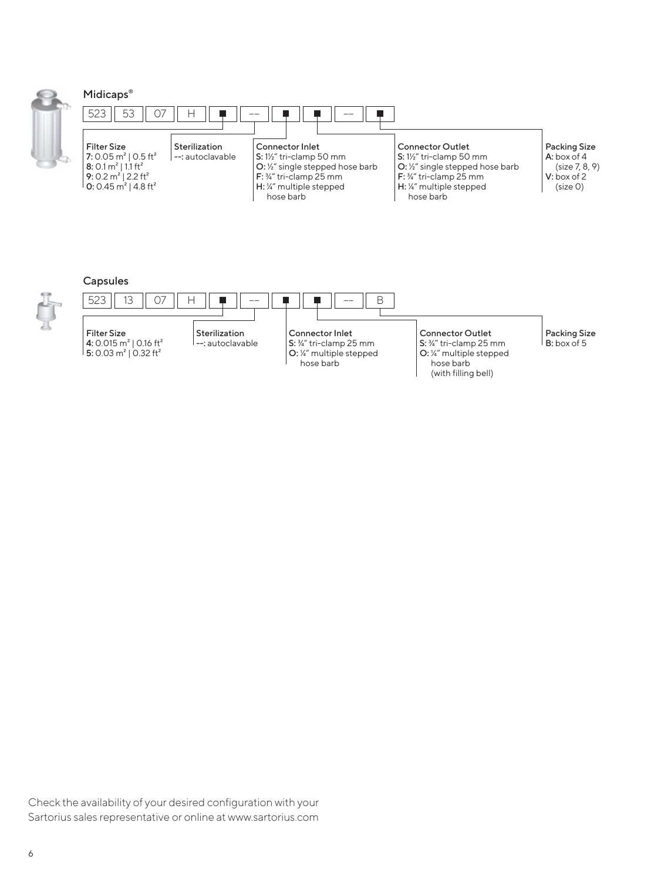## Midicaps®

| 523 | 53 | 07 | H | ■ | -- | ■ | ■ | -- | ■ |
|---|---|---|---|---|---|---|---|---|---|

**Filter Size**
- **7:** 0.05 m² | 0.5 ft²
- **8:** 0.1 m² | 1.1 ft²
- **9:** 0.2 m² | 2.2 ft²
- **0:** 0.45 m² | 4.8 ft²

**Sterilization**
- **--:** autoclavable

**Connector Inlet**
- **S:** 1½" tri-clamp 50 mm
- **O:** ½" single stepped hose barb
- **F:** ¾" tri-clamp 25 mm
- **H:** ¼" multiple stepped hose barb

**Connector Outlet**
- **S:** 1½" tri-clamp 50 mm
- **O:** ½" single stepped hose barb
- **F:** ¾" tri-clamp 25 mm
- **H:** ¼" multiple stepped hose barb

**Packing Size**
- **A:** box of 4 (size 7, 8, 9)
- **V:** box of 2 (size 0)

## Capsules

| 523 | 13 | 07 | H | ■ | -- | ■ | ■ | -- | B |
|---|---|---|---|---|---|---|---|---|---|

**Filter Size**
- **4:** 0.015 m² | 0.16 ft²
- **5:** 0.03 m² | 0.32 ft²

**Sterilization**
- **--:** autoclavable

**Connector Inlet**
- **S:** ¾" tri-clamp 25 mm
- **O:** ¼" multiple stepped hose barb

**Connector Outlet**
- **S:** ¾" tri-clamp 25 mm
- **O:** ¼" multiple stepped hose barb (with filling bell)

**Packing Size**
- **B:** box of 5

Check the availability of your desired configuration with your Sartorius sales representative or online at www.sartorius.com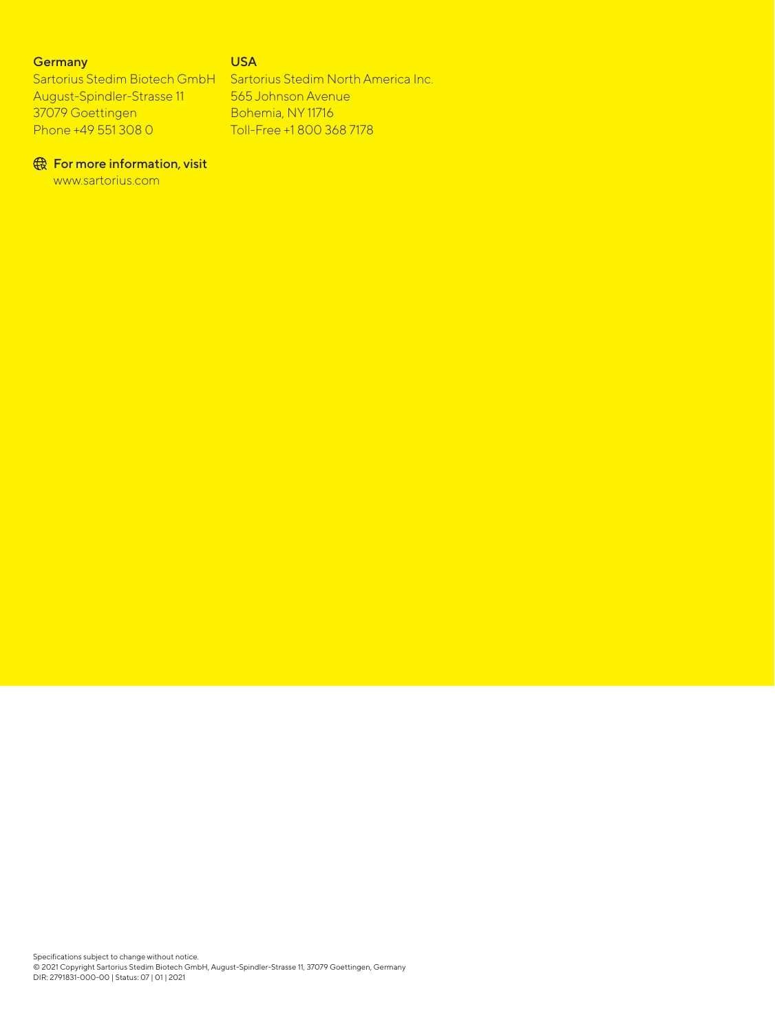**Germany**
Sartorius Stedim Biotech GmbH
August-Spindler-Strasse 11
37079 Goettingen
Phone +49 551 308 0

**USA**
Sartorius Stedim North America Inc.
565 Johnson Avenue
Bohemia, NY 11716
Toll-Free +1 800 368 7178

**For more information, visit**
www.sartorius.com

Specifications subject to change without notice.
© 2021 Copyright Sartorius Stedim Biotech GmbH, August-Spindler-Strasse 11, 37079 Goettingen, Germany
DIR: 2791831-000-00 | Status: 07 | 01 | 2021